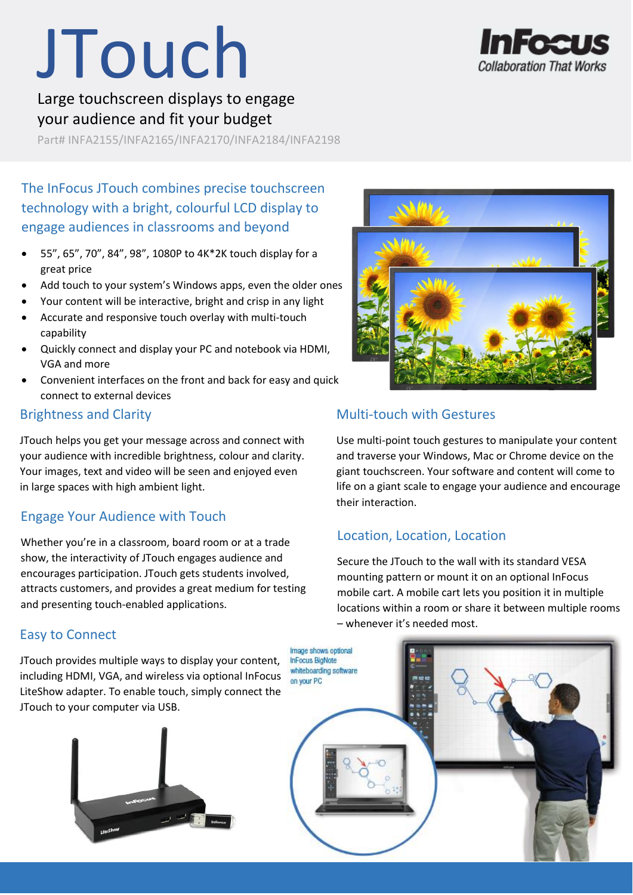# JTouch

InFocus
Collaboration That Works

Large touchscreen displays to engage your audience and fit your budget

Part# INFA2155/INFA2165/INFA2170/INFA2184/INFA2198

## The InFocus JTouch combines precise touchscreen technology with a bright, colourful LCD display to engage audiences in classrooms and beyond

- 55", 65", 70", 84", 98", 1080P to 4K*2K touch display for a great price
- Add touch to your system's Windows apps, even the older ones
- Your content will be interactive, bright and crisp in any light
- Accurate and responsive touch overlay with multi-touch capability
- Quickly connect and display your PC and notebook via HDMI, VGA and more
- Convenient interfaces on the front and back for easy and quick connect to external devices

### Brightness and Clarity

JTouch helps you get your message across and connect with your audience with incredible brightness, colour and clarity. Your images, text and video will be seen and enjoyed even in large spaces with high ambient light.

### Engage Your Audience with Touch

Whether you're in a classroom, board room or at a trade show, the interactivity of JTouch engages audience and encourages participation. JTouch gets students involved, attracts customers, and provides a great medium for testing and presenting touch-enabled applications.

### Easy to Connect

JTouch provides multiple ways to display your content, including HDMI, VGA, and wireless via optional InFocus LiteShow adapter. To enable touch, simply connect the JTouch to your computer via USB.

### Multi-touch with Gestures

Use multi-point touch gestures to manipulate your content and traverse your Windows, Mac or Chrome device on the giant touchscreen. Your software and content will come to life on a giant scale to engage your audience and encourage their interaction.

### Location, Location, Location

Secure the JTouch to the wall with its standard VESA mounting pattern or mount it on an optional InFocus mobile cart. A mobile cart lets you position it in multiple locations within a room or share it between multiple rooms – whenever it's needed most.

Image shows optional InFocus BigNote whiteboarding software on your PC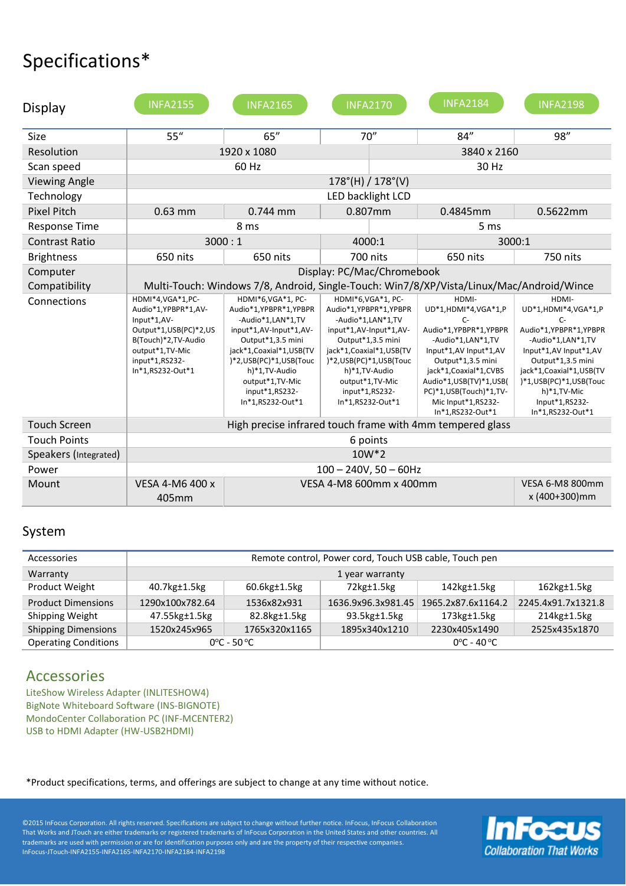# Specifications*

## Display

| Display | INFA2155 | INFA2165 | INFA2170 | INFA2184 | INFA2198 |
|---|---|---|---|---|---|
| Size | 55" | 65" | 70" | 84" | 98" |
| Resolution | 1920 x 1080 | | | 3840 x 2160 | |
| Scan speed | 60 Hz | | | 30 Hz | |
| Viewing Angle | 178°(H) / 178°(V) | | | | |
| Technology | LED backlight LCD | | | | |
| Pixel Pitch | 0.63 mm | 0.744 mm | 0.807mm | 0.4845mm | 0.5622mm |
| Response Time | 8 ms | | | 5 ms | |
| Contrast Ratio | 3000 : 1 | | 4000:1 | 3000:1 | |
| Brightness | 650 nits | 650 nits | 700 nits | 650 nits | 750 nits |
| Computer Compatibility | Display: PC/Mac/Chromebook<br>Multi-Touch: Windows 7/8, Android, Single-Touch: Win7/8/XP/Vista/Linux/Mac/Android/Wince | | | | |
| Connections | HDMI*4,VGA*1,PC-Audio*1,YPBPR*1,AV-Input*1,AV-Output*1,USB(PC)*2,USB(Touch)*2,TV-Audio output*1,TV-Mic input*1,RS232-In*1,RS232-Out*1 | HDMI*6,VGA*1, PC-Audio*1,YPBPR*1,YPBPR-Audio*1,LAN*1,TV input*1,AV-Input*1,AV-Output*1,3.5 mini jack*1,Coaxial*1,USB(TV)*2,USB(PC)*1,USB(Touch)*1,TV-Audio output*1,TV-Mic input*1,RS232-In*1,RS232-Out*1 | HDMI*6,VGA*1, PC-Audio*1,YPBPR*1,YPBPR-Audio*1,LAN*1,TV input*1,AV-Input*1,AV-Output*1,3.5 mini jack*1,Coaxial*1,USB(TV)*2,USB(PC)*1,USB(Touch)*1,TV-Audio output*1,TV-Mic input*1,RS232-In*1,RS232-Out*1 | HDMI-UD*1,HDMI*4,VGA*1,PC-Audio*1,YPBPR*1,YPBPR-Audio*1,LAN*1,TV Input*1,AV Input*1,AV Output*1,3.5 mini jack*1,Coaxial*1,CVBS Audio*1,USB(TV)*1,USB(PC)*1,USB(Touch)*1,TV-Mic Input*1,RS232-In*1,RS232-Out*1 | HDMI-UD*1,HDMI*4,VGA*1,PC-Audio*1,YPBPR*1,YPBPR-Audio*1,LAN*1,TV Input*1,AV Input*1,AV Output*1,3.5 mini jack*1,Coaxial*1,USB(TV)*1,USB(PC)*1,USB(Touch)*1,TV-Mic Input*1,RS232-In*1,RS232-Out*1 |
| Touch Screen | High precise infrared touch frame with 4mm tempered glass | | | | |
| Touch Points | 6 points | | | | |
| Speakers (Integrated) | 10W*2 | | | | |
| Power | 100 – 240V, 50 – 60Hz | | | | |
| Mount | VESA 4-M6 400 x 405mm | VESA 4-M8 600mm x 400mm | | | VESA 6-M8 800mm x (400+300)mm |

## System

| | | | | | |
|---|---|---|---|---|---|
| Accessories | Remote control, Power cord, Touch USB cable, Touch pen | | | | |
| Warranty | 1 year warranty | | | | |
| Product Weight | 40.7kg±1.5kg | 60.6kg±1.5kg | 72kg±1.5kg | 142kg±1.5kg | 162kg±1.5kg |
| Product Dimensions | 1290x100x782.64 | 1536x82x931 | 1636.9x96.3x981.45 | 1965.2x87.6x1164.2 | 2245.4x91.7x1321.8 |
| Shipping Weight | 47.55kg±1.5kg | 82.8kg±1.5kg | 93.5kg±1.5kg | 173kg±1.5kg | 214kg±1.5kg |
| Shipping Dimensions | 1520x245x965 | 1765x320x1165 | 1895x340x1210 | 2230x405x1490 | 2525x435x1870 |
| Operating Conditions | 0°C - 50°C | | 0°C - 40°C | | |

## Accessories

LiteShow Wireless Adapter (INLITESHOW4)
BigNote Whiteboard Software (INS-BIGNOTE)
MondoCenter Collaboration PC (INF-MCENTER2)
USB to HDMI Adapter (HW-USB2HDMI)

*Product specifications, terms, and offerings are subject to change at any time without notice.

©2015 InFocus Corporation. All rights reserved. Specifications are subject to change without further notice. InFocus, InFocus Collaboration That Works and JTouch are either trademarks or registered trademarks of InFocus Corporation in the United States and other countries. All trademarks are used with permission or are for identification purposes only and are the property of their respective companies.
InFocus-JTouch-INFA2155-INFA2165-INFA2170-INFA2184-INFA2198

InFocus
Collaboration That Works